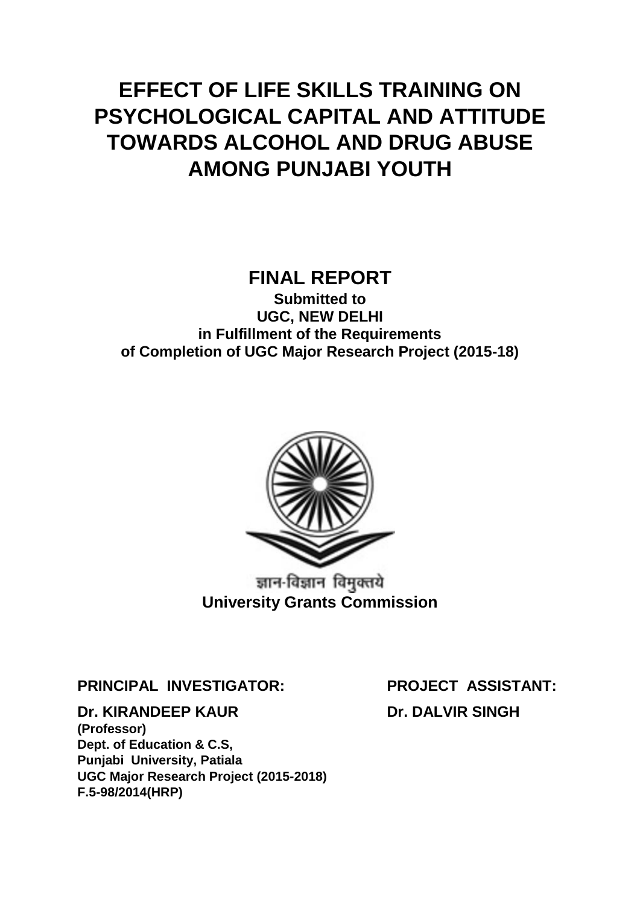# EFFECT OF LIFE SKILLS TRAINING ON PSYCHOLOGICAL CAPITAL AND ATTITUDE TOWARDS ALCOHOL AND DRUG ABUSE AMONG PUNJABI YOUTH

## FINAL REPORT

**Submitted to**
**UGC, NEW DELHI**
**in Fulfillment of the Requirements**
**of Completion of UGC Major Research Project (2015-18)**

ज्ञान-विज्ञान विमुक्तये

**University Grants Commission**

**PRINCIPAL INVESTIGATOR:**

**Dr. KIRANDEEP KAUR**
**(Professor)**
**Dept. of Education & C.S,**
**Punjabi University, Patiala**
**UGC Major Research Project (2015-2018)**
**F.5-98/2014(HRP)**

**PROJECT ASSISTANT:**

**Dr. DALVIR SINGH**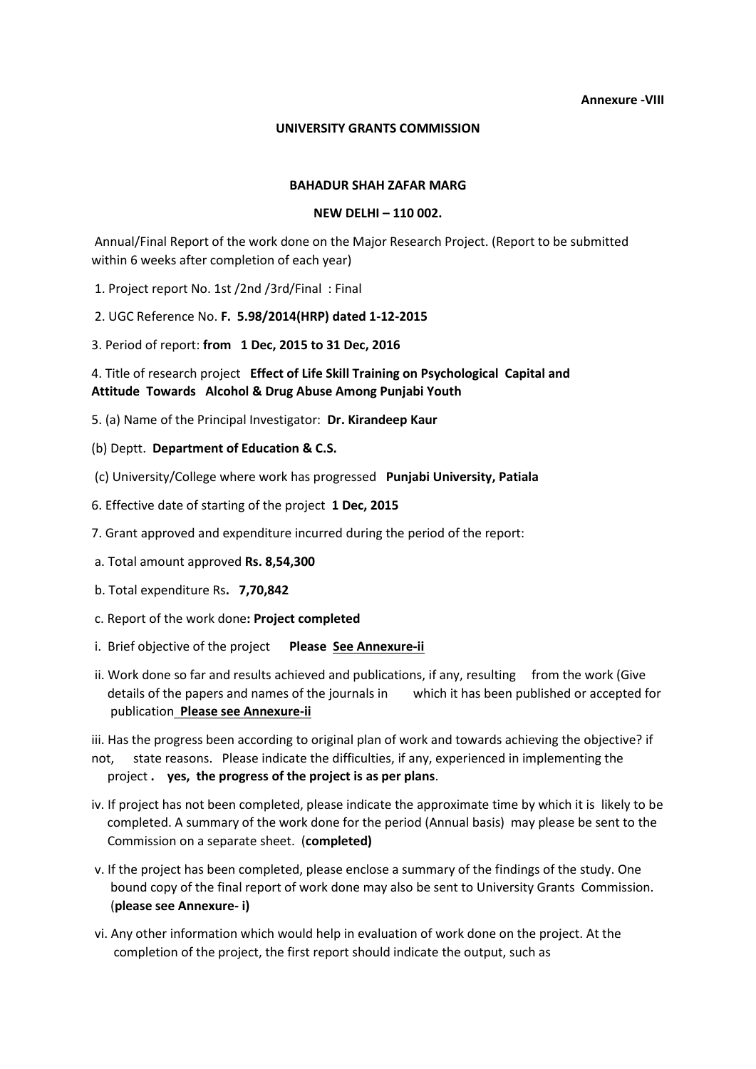**Annexure -VIII**

**UNIVERSITY GRANTS COMMISSION**

**BAHADUR SHAH ZAFAR MARG**

**NEW DELHI – 110 002.**

Annual/Final Report of the work done on the Major Research Project. (Report to be submitted within 6 weeks after completion of each year)

1. Project report No. 1st /2nd /3rd/Final : Final

2. UGC Reference No. **F. 5.98/2014(HRP) dated 1-12-2015**

3. Period of report: **from 1 Dec, 2015 to 31 Dec, 2016**

4. Title of research project **Effect of Life Skill Training on Psychological Capital and Attitude Towards Alcohol & Drug Abuse Among Punjabi Youth**

5. (a) Name of the Principal Investigator: **Dr. Kirandeep Kaur**

(b) Deptt. **Department of Education & C.S.**

(c) University/College where work has progressed **Punjabi University, Patiala**

6. Effective date of starting of the project **1 Dec, 2015**

7. Grant approved and expenditure incurred during the period of the report:

a. Total amount approved **Rs. 8,54,300**

b. Total expenditure Rs**. 7,70,842**

c. Report of the work done**: Project completed**

i. Brief objective of the project **Please See Annexure-ii**

ii. Work done so far and results achieved and publications, if any, resulting from the work (Give details of the papers and names of the journals in which it has been published or accepted for publication **Please see Annexure-ii**

iii. Has the progress been according to original plan of work and towards achieving the objective? if not, state reasons. Please indicate the difficulties, if any, experienced in implementing the project **. yes, the progress of the project is as per plans**.

iv. If project has not been completed, please indicate the approximate time by which it is likely to be completed. A summary of the work done for the period (Annual basis) may please be sent to the Commission on a separate sheet. (**completed)**

v. If the project has been completed, please enclose a summary of the findings of the study. One bound copy of the final report of work done may also be sent to University Grants Commission. (**please see Annexure- i)**

vi. Any other information which would help in evaluation of work done on the project. At the completion of the project, the first report should indicate the output, such as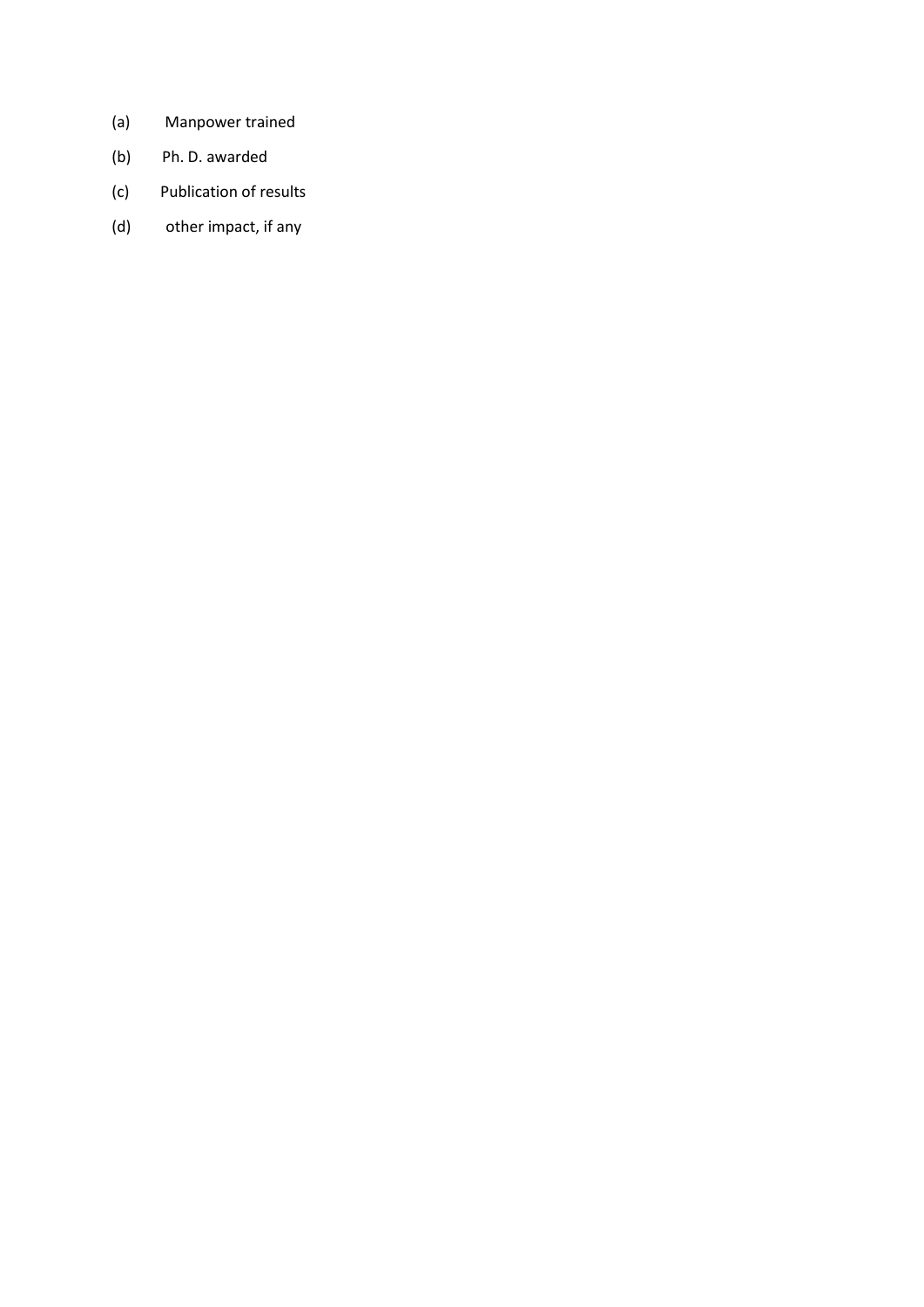(a) Manpower trained

(b) Ph. D. awarded

(c) Publication of results

(d) other impact, if any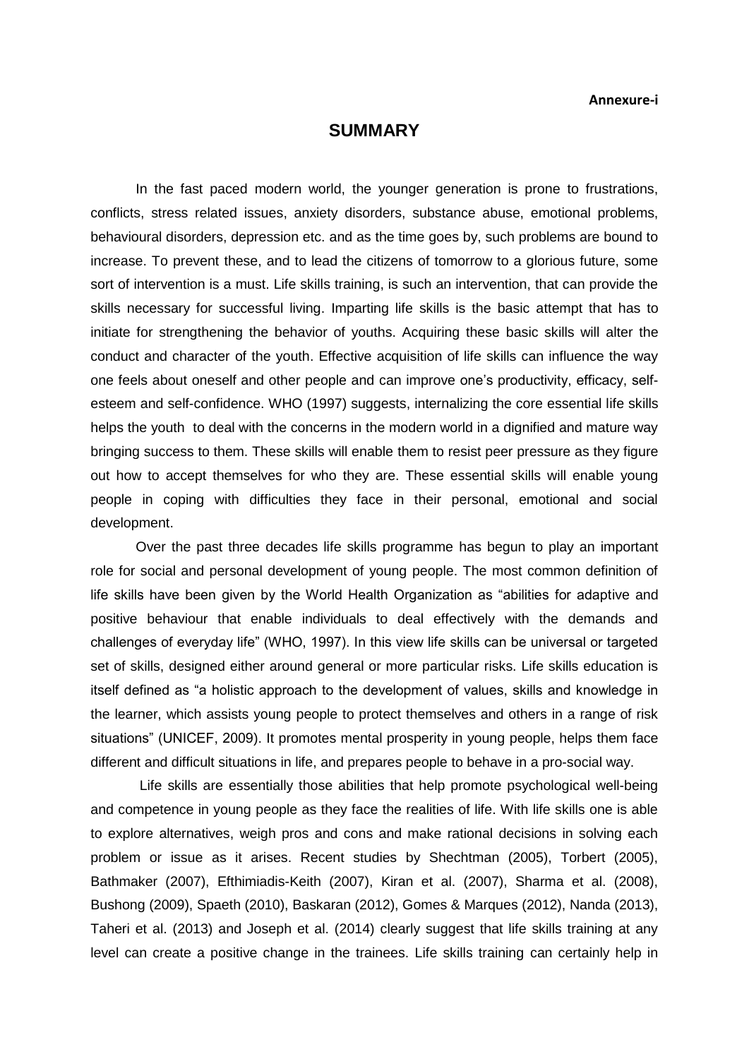Annexure-i

# SUMMARY

In the fast paced modern world, the younger generation is prone to frustrations, conflicts, stress related issues, anxiety disorders, substance abuse, emotional problems, behavioural disorders, depression etc. and as the time goes by, such problems are bound to increase. To prevent these, and to lead the citizens of tomorrow to a glorious future, some sort of intervention is a must. Life skills training, is such an intervention, that can provide the skills necessary for successful living. Imparting life skills is the basic attempt that has to initiate for strengthening the behavior of youths. Acquiring these basic skills will alter the conduct and character of the youth. Effective acquisition of life skills can influence the way one feels about oneself and other people and can improve one's productivity, efficacy, self-esteem and self-confidence. WHO (1997) suggests, internalizing the core essential life skills helps the youth to deal with the concerns in the modern world in a dignified and mature way bringing success to them. These skills will enable them to resist peer pressure as they figure out how to accept themselves for who they are. These essential skills will enable young people in coping with difficulties they face in their personal, emotional and social development.

Over the past three decades life skills programme has begun to play an important role for social and personal development of young people. The most common definition of life skills have been given by the World Health Organization as "abilities for adaptive and positive behaviour that enable individuals to deal effectively with the demands and challenges of everyday life" (WHO, 1997). In this view life skills can be universal or targeted set of skills, designed either around general or more particular risks. Life skills education is itself defined as "a holistic approach to the development of values, skills and knowledge in the learner, which assists young people to protect themselves and others in a range of risk situations" (UNICEF, 2009). It promotes mental prosperity in young people, helps them face different and difficult situations in life, and prepares people to behave in a pro-social way.

Life skills are essentially those abilities that help promote psychological well-being and competence in young people as they face the realities of life. With life skills one is able to explore alternatives, weigh pros and cons and make rational decisions in solving each problem or issue as it arises. Recent studies by Shechtman (2005), Torbert (2005), Bathmaker (2007), Efthimiadis-Keith (2007), Kiran et al. (2007), Sharma et al. (2008), Bushong (2009), Spaeth (2010), Baskaran (2012), Gomes & Marques (2012), Nanda (2013), Taheri et al. (2013) and Joseph et al. (2014) clearly suggest that life skills training at any level can create a positive change in the trainees. Life skills training can certainly help in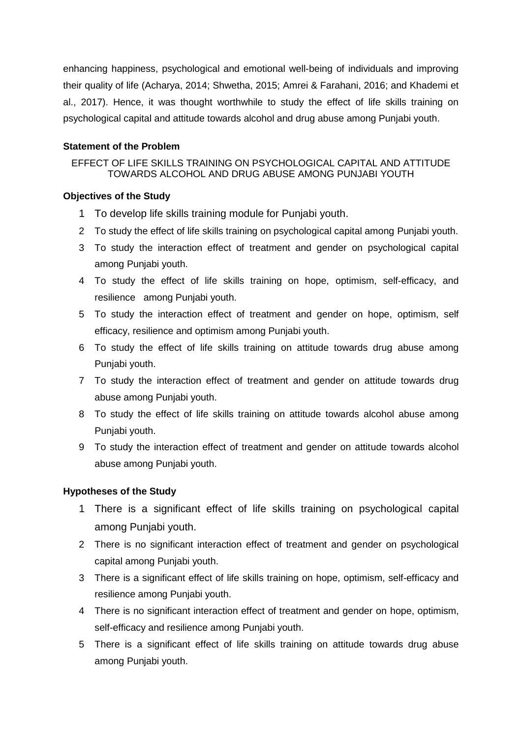enhancing happiness, psychological and emotional well-being of individuals and improving their quality of life (Acharya, 2014; Shwetha, 2015; Amrei & Farahani, 2016; and Khademi et al., 2017). Hence, it was thought worthwhile to study the effect of life skills training on psychological capital and attitude towards alcohol and drug abuse among Punjabi youth.

**Statement of the Problem**

EFFECT OF LIFE SKILLS TRAINING ON PSYCHOLOGICAL CAPITAL AND ATTITUDE TOWARDS ALCOHOL AND DRUG ABUSE AMONG PUNJABI YOUTH

**Objectives of the Study**

1. To develop life skills training module for Punjabi youth.
2. To study the effect of life skills training on psychological capital among Punjabi youth.
3. To study the interaction effect of treatment and gender on psychological capital among Punjabi youth.
4. To study the effect of life skills training on hope, optimism, self-efficacy, and resilience among Punjabi youth.
5. To study the interaction effect of treatment and gender on hope, optimism, self efficacy, resilience and optimism among Punjabi youth.
6. To study the effect of life skills training on attitude towards drug abuse among Punjabi youth.
7. To study the interaction effect of treatment and gender on attitude towards drug abuse among Punjabi youth.
8. To study the effect of life skills training on attitude towards alcohol abuse among Punjabi youth.
9. To study the interaction effect of treatment and gender on attitude towards alcohol abuse among Punjabi youth.

**Hypotheses of the Study**

1. There is a significant effect of life skills training on psychological capital among Punjabi youth.
2. There is no significant interaction effect of treatment and gender on psychological capital among Punjabi youth.
3. There is a significant effect of life skills training on hope, optimism, self-efficacy and resilience among Punjabi youth.
4. There is no significant interaction effect of treatment and gender on hope, optimism, self-efficacy and resilience among Punjabi youth.
5. There is a significant effect of life skills training on attitude towards drug abuse among Punjabi youth.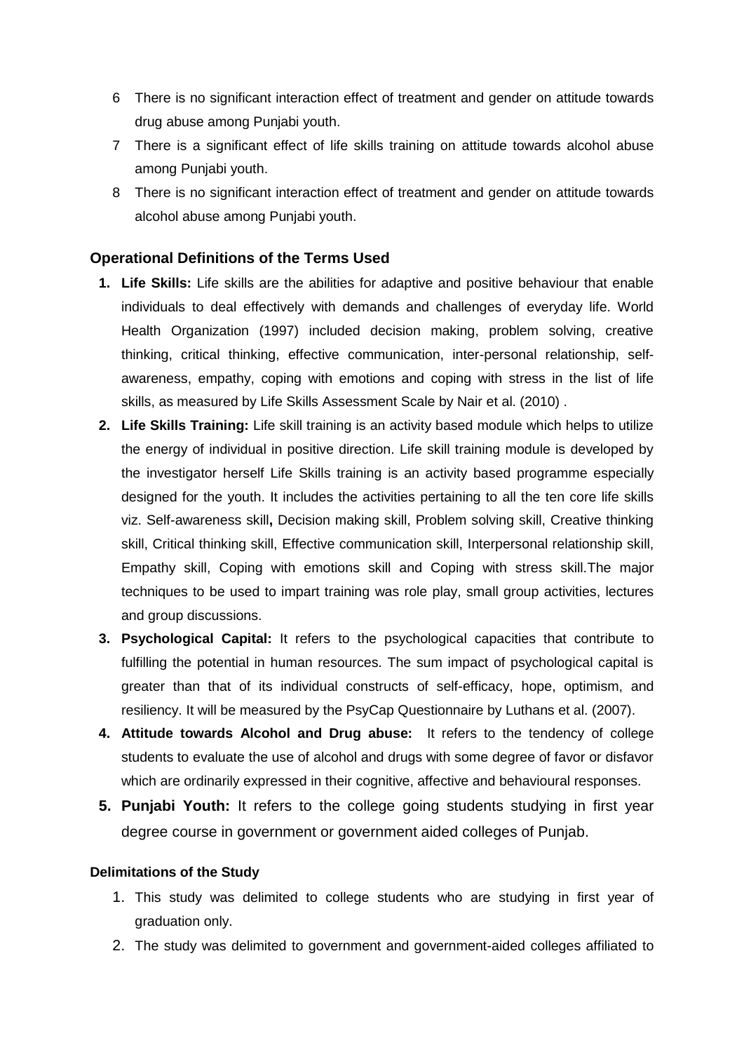6. There is no significant interaction effect of treatment and gender on attitude towards drug abuse among Punjabi youth.
7. There is a significant effect of life skills training on attitude towards alcohol abuse among Punjabi youth.
8. There is no significant interaction effect of treatment and gender on attitude towards alcohol abuse among Punjabi youth.

### Operational Definitions of the Terms Used

1. **Life Skills:** Life skills are the abilities for adaptive and positive behaviour that enable individuals to deal effectively with demands and challenges of everyday life. World Health Organization (1997) included decision making, problem solving, creative thinking, critical thinking, effective communication, inter-personal relationship, self-awareness, empathy, coping with emotions and coping with stress in the list of life skills, as measured by Life Skills Assessment Scale by Nair et al. (2010) .
2. **Life Skills Training:** Life skill training is an activity based module which helps to utilize the energy of individual in positive direction. Life skill training module is developed by the investigator herself Life Skills training is an activity based programme especially designed for the youth. It includes the activities pertaining to all the ten core life skills viz. Self-awareness skill**,** Decision making skill, Problem solving skill, Creative thinking skill, Critical thinking skill, Effective communication skill, Interpersonal relationship skill, Empathy skill, Coping with emotions skill and Coping with stress skill.The major techniques to be used to impart training was role play, small group activities, lectures and group discussions.
3. **Psychological Capital:** It refers to the psychological capacities that contribute to fulfilling the potential in human resources. The sum impact of psychological capital is greater than that of its individual constructs of self-efficacy, hope, optimism, and resiliency. It will be measured by the PsyCap Questionnaire by Luthans et al. (2007).
4. **Attitude towards Alcohol and Drug abuse:** It refers to the tendency of college students to evaluate the use of alcohol and drugs with some degree of favor or disfavor which are ordinarily expressed in their cognitive, affective and behavioural responses.
5. **Punjabi Youth:** It refers to the college going students studying in first year degree course in government or government aided colleges of Punjab.

#### Delimitations of the Study

1. This study was delimited to college students who are studying in first year of graduation only.
2. The study was delimited to government and government-aided colleges affiliated to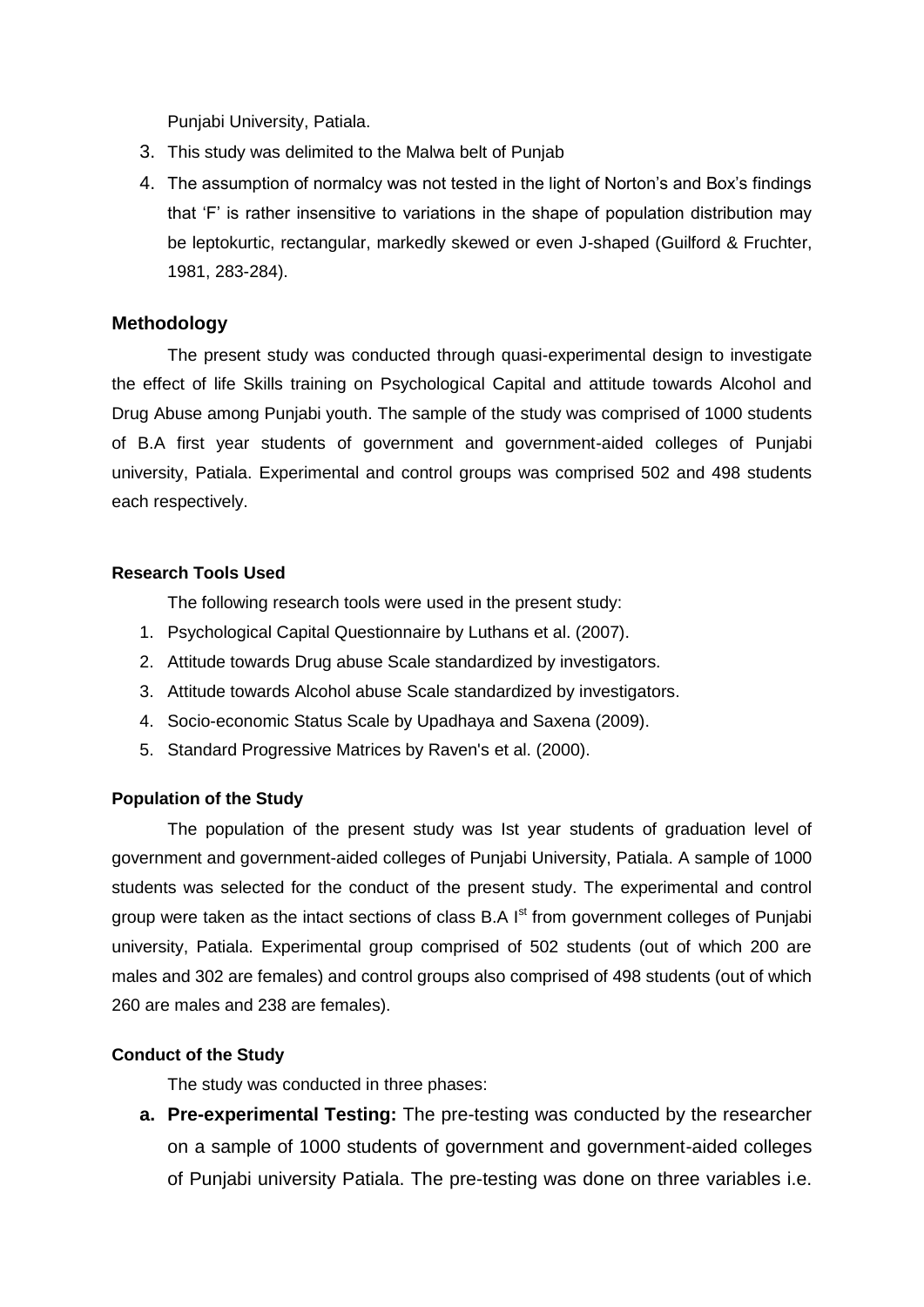Punjabi University, Patiala.

3. This study was delimited to the Malwa belt of Punjab
4. The assumption of normalcy was not tested in the light of Norton's and Box's findings that 'F' is rather insensitive to variations in the shape of population distribution may be leptokurtic, rectangular, markedly skewed or even J-shaped (Guilford & Fruchter, 1981, 283-284).

## Methodology

The present study was conducted through quasi-experimental design to investigate the effect of life Skills training on Psychological Capital and attitude towards Alcohol and Drug Abuse among Punjabi youth. The sample of the study was comprised of 1000 students of B.A first year students of government and government-aided colleges of Punjabi university, Patiala. Experimental and control groups was comprised 502 and 498 students each respectively.

### Research Tools Used

The following research tools were used in the present study:

1. Psychological Capital Questionnaire by Luthans et al. (2007).
2. Attitude towards Drug abuse Scale standardized by investigators.
3. Attitude towards Alcohol abuse Scale standardized by investigators.
4. Socio-economic Status Scale by Upadhaya and Saxena (2009).
5. Standard Progressive Matrices by Raven's et al. (2000).

### Population of the Study

The population of the present study was Ist year students of graduation level of government and government-aided colleges of Punjabi University, Patiala. A sample of 1000 students was selected for the conduct of the present study. The experimental and control group were taken as the intact sections of class B.A I[st] from government colleges of Punjabi university, Patiala. Experimental group comprised of 502 students (out of which 200 are males and 302 are females) and control groups also comprised of 498 students (out of which 260 are males and 238 are females).

### Conduct of the Study

The study was conducted in three phases:

a. **Pre-experimental Testing:** The pre-testing was conducted by the researcher on a sample of 1000 students of government and government-aided colleges of Punjabi university Patiala. The pre-testing was done on three variables i.e.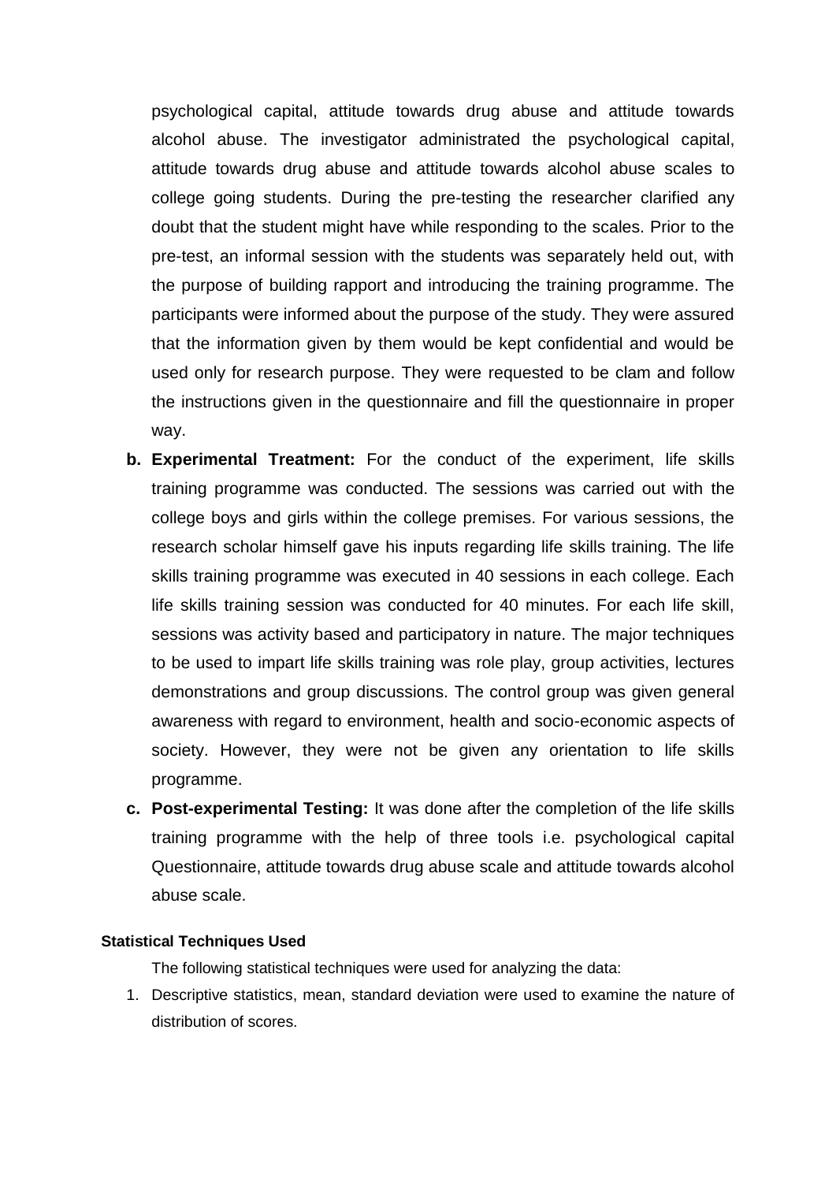psychological capital, attitude towards drug abuse and attitude towards alcohol abuse. The investigator administrated the psychological capital, attitude towards drug abuse and attitude towards alcohol abuse scales to college going students. During the pre-testing the researcher clarified any doubt that the student might have while responding to the scales. Prior to the pre-test, an informal session with the students was separately held out, with the purpose of building rapport and introducing the training programme. The participants were informed about the purpose of the study. They were assured that the information given by them would be kept confidential and would be used only for research purpose. They were requested to be clam and follow the instructions given in the questionnaire and fill the questionnaire in proper way.

b. **Experimental Treatment:** For the conduct of the experiment, life skills training programme was conducted. The sessions was carried out with the college boys and girls within the college premises. For various sessions, the research scholar himself gave his inputs regarding life skills training. The life skills training programme was executed in 40 sessions in each college. Each life skills training session was conducted for 40 minutes. For each life skill, sessions was activity based and participatory in nature. The major techniques to be used to impart life skills training was role play, group activities, lectures demonstrations and group discussions. The control group was given general awareness with regard to environment, health and socio-economic aspects of society. However, they were not be given any orientation to life skills programme.

c. **Post-experimental Testing:** It was done after the completion of the life skills training programme with the help of three tools i.e. psychological capital Questionnaire, attitude towards drug abuse scale and attitude towards alcohol abuse scale.

#### Statistical Techniques Used

The following statistical techniques were used for analyzing the data:

1. Descriptive statistics, mean, standard deviation were used to examine the nature of distribution of scores.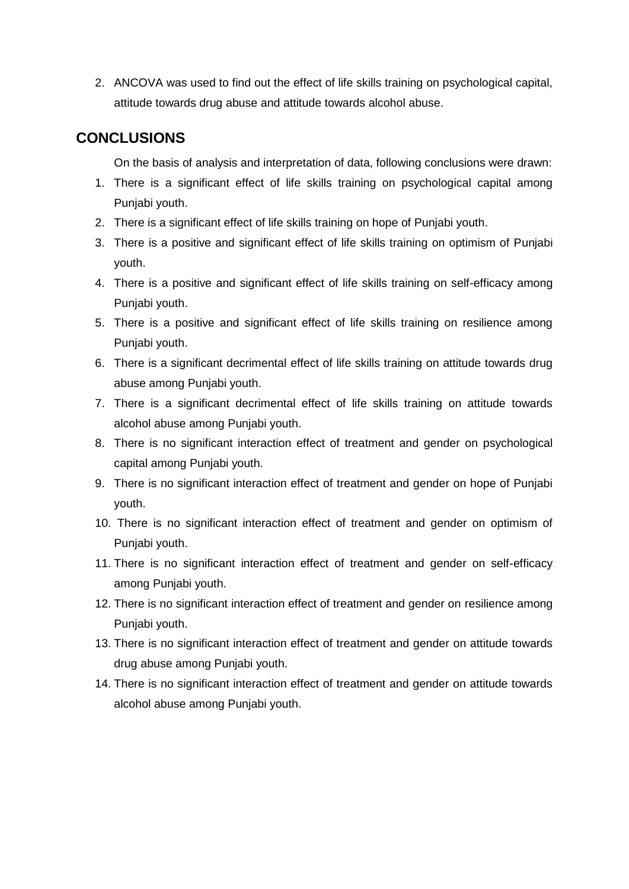2. ANCOVA was used to find out the effect of life skills training on psychological capital, attitude towards drug abuse and attitude towards alcohol abuse.

## CONCLUSIONS

On the basis of analysis and interpretation of data, following conclusions were drawn:

1. There is a significant effect of life skills training on psychological capital among Punjabi youth.
2. There is a significant effect of life skills training on hope of Punjabi youth.
3. There is a positive and significant effect of life skills training on optimism of Punjabi youth.
4. There is a positive and significant effect of life skills training on self-efficacy among Punjabi youth.
5. There is a positive and significant effect of life skills training on resilience among Punjabi youth.
6. There is a significant decrimental effect of life skills training on attitude towards drug abuse among Punjabi youth.
7. There is a significant decrimental effect of life skills training on attitude towards alcohol abuse among Punjabi youth.
8. There is no significant interaction effect of treatment and gender on psychological capital among Punjabi youth.
9. There is no significant interaction effect of treatment and gender on hope of Punjabi youth.
10. There is no significant interaction effect of treatment and gender on optimism of Punjabi youth.
11. There is no significant interaction effect of treatment and gender on self-efficacy among Punjabi youth.
12. There is no significant interaction effect of treatment and gender on resilience among Punjabi youth.
13. There is no significant interaction effect of treatment and gender on attitude towards drug abuse among Punjabi youth.
14. There is no significant interaction effect of treatment and gender on attitude towards alcohol abuse among Punjabi youth.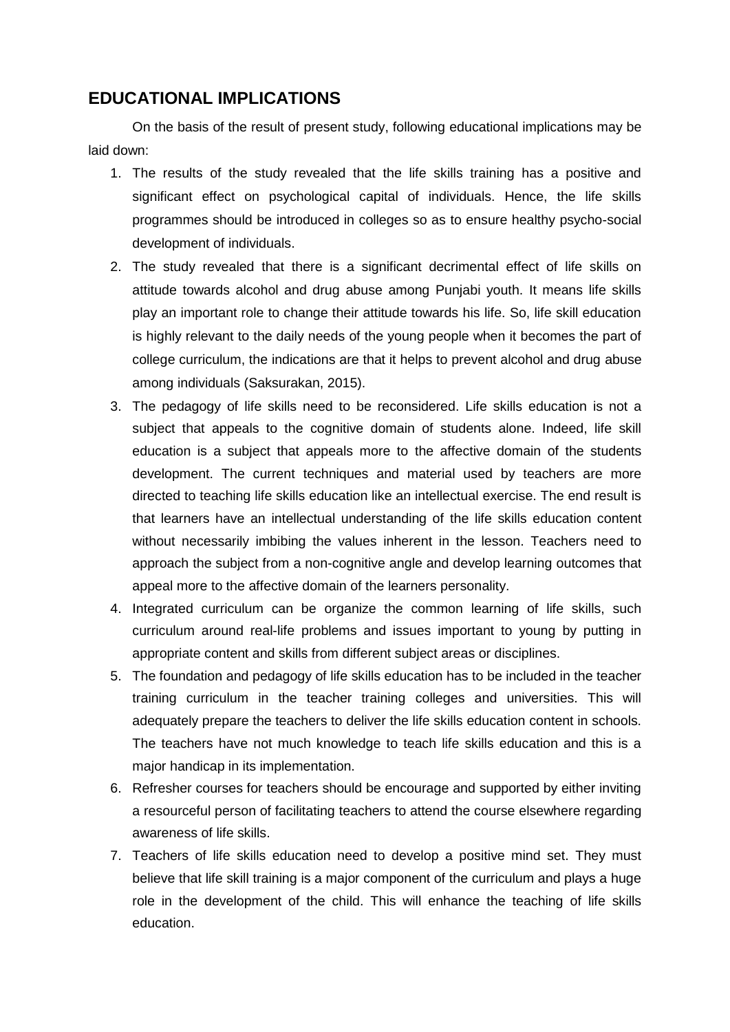## EDUCATIONAL IMPLICATIONS

On the basis of the result of present study, following educational implications may be laid down:

1. The results of the study revealed that the life skills training has a positive and significant effect on psychological capital of individuals. Hence, the life skills programmes should be introduced in colleges so as to ensure healthy psycho-social development of individuals.
2. The study revealed that there is a significant decrimental effect of life skills on attitude towards alcohol and drug abuse among Punjabi youth. It means life skills play an important role to change their attitude towards his life. So, life skill education is highly relevant to the daily needs of the young people when it becomes the part of college curriculum, the indications are that it helps to prevent alcohol and drug abuse among individuals (Saksurakan, 2015).
3. The pedagogy of life skills need to be reconsidered. Life skills education is not a subject that appeals to the cognitive domain of students alone. Indeed, life skill education is a subject that appeals more to the affective domain of the students development. The current techniques and material used by teachers are more directed to teaching life skills education like an intellectual exercise. The end result is that learners have an intellectual understanding of the life skills education content without necessarily imbibing the values inherent in the lesson. Teachers need to approach the subject from a non-cognitive angle and develop learning outcomes that appeal more to the affective domain of the learners personality.
4. Integrated curriculum can be organize the common learning of life skills, such curriculum around real-life problems and issues important to young by putting in appropriate content and skills from different subject areas or disciplines.
5. The foundation and pedagogy of life skills education has to be included in the teacher training curriculum in the teacher training colleges and universities. This will adequately prepare the teachers to deliver the life skills education content in schools. The teachers have not much knowledge to teach life skills education and this is a major handicap in its implementation.
6. Refresher courses for teachers should be encourage and supported by either inviting a resourceful person of facilitating teachers to attend the course elsewhere regarding awareness of life skills.
7. Teachers of life skills education need to develop a positive mind set. They must believe that life skill training is a major component of the curriculum and plays a huge role in the development of the child. This will enhance the teaching of life skills education.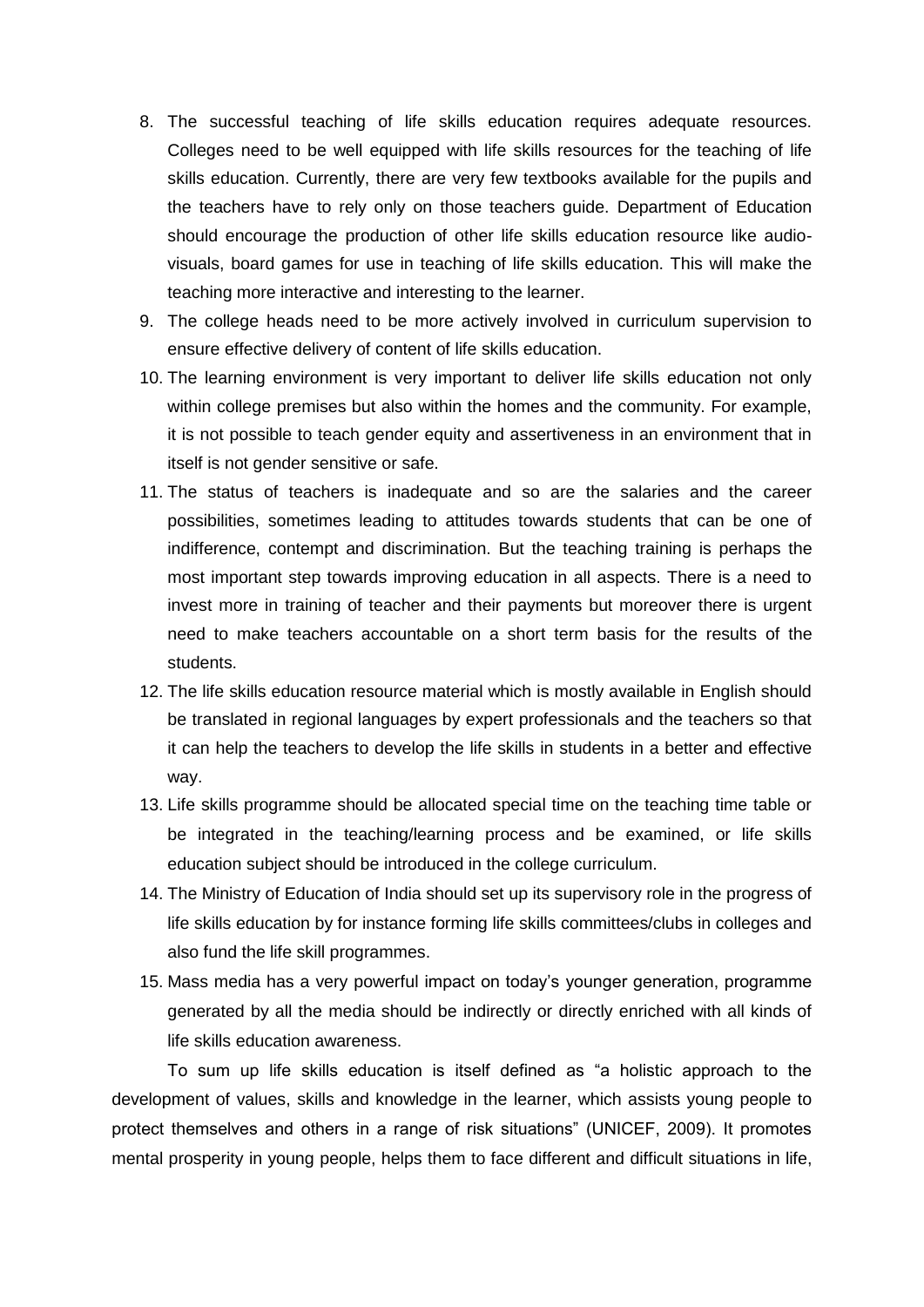8. The successful teaching of life skills education requires adequate resources. Colleges need to be well equipped with life skills resources for the teaching of life skills education. Currently, there are very few textbooks available for the pupils and the teachers have to rely only on those teachers guide. Department of Education should encourage the production of other life skills education resource like audio-visuals, board games for use in teaching of life skills education. This will make the teaching more interactive and interesting to the learner.
9. The college heads need to be more actively involved in curriculum supervision to ensure effective delivery of content of life skills education.
10. The learning environment is very important to deliver life skills education not only within college premises but also within the homes and the community. For example, it is not possible to teach gender equity and assertiveness in an environment that in itself is not gender sensitive or safe.
11. The status of teachers is inadequate and so are the salaries and the career possibilities, sometimes leading to attitudes towards students that can be one of indifference, contempt and discrimination. But the teaching training is perhaps the most important step towards improving education in all aspects. There is a need to invest more in training of teacher and their payments but moreover there is urgent need to make teachers accountable on a short term basis for the results of the students.
12. The life skills education resource material which is mostly available in English should be translated in regional languages by expert professionals and the teachers so that it can help the teachers to develop the life skills in students in a better and effective way.
13. Life skills programme should be allocated special time on the teaching time table or be integrated in the teaching/learning process and be examined, or life skills education subject should be introduced in the college curriculum.
14. The Ministry of Education of India should set up its supervisory role in the progress of life skills education by for instance forming life skills committees/clubs in colleges and also fund the life skill programmes.
15. Mass media has a very powerful impact on today's younger generation, programme generated by all the media should be indirectly or directly enriched with all kinds of life skills education awareness.

To sum up life skills education is itself defined as "a holistic approach to the development of values, skills and knowledge in the learner, which assists young people to protect themselves and others in a range of risk situations" (UNICEF, 2009). It promotes mental prosperity in young people, helps them to face different and difficult situations in life,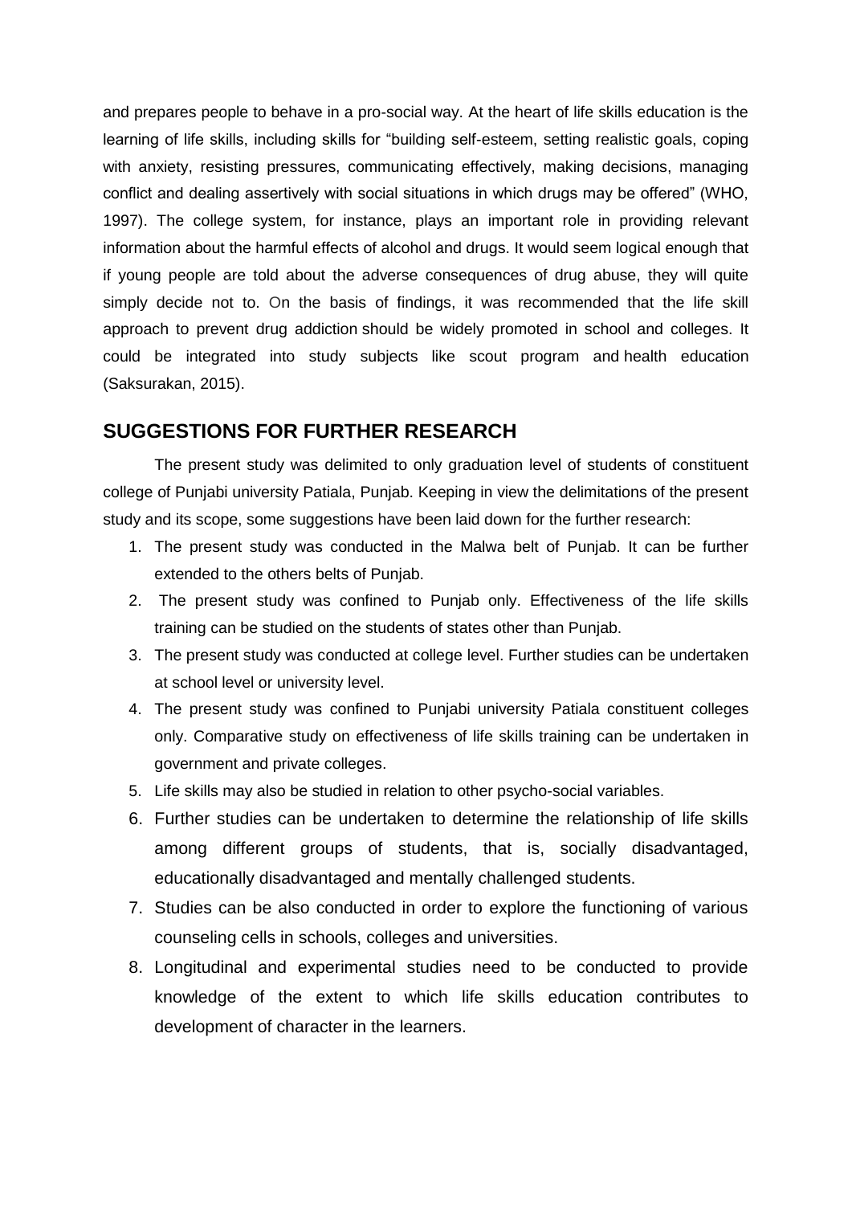and prepares people to behave in a pro-social way. At the heart of life skills education is the learning of life skills, including skills for "building self-esteem, setting realistic goals, coping with anxiety, resisting pressures, communicating effectively, making decisions, managing conflict and dealing assertively with social situations in which drugs may be offered" (WHO, 1997). The college system, for instance, plays an important role in providing relevant information about the harmful effects of alcohol and drugs. It would seem logical enough that if young people are told about the adverse consequences of drug abuse, they will quite simply decide not to. On the basis of findings, it was recommended that the life skill approach to prevent drug addiction should be widely promoted in school and colleges. It could be integrated into study subjects like scout program and health education (Saksurakan, 2015).

## SUGGESTIONS FOR FURTHER RESEARCH

The present study was delimited to only graduation level of students of constituent college of Punjabi university Patiala, Punjab. Keeping in view the delimitations of the present study and its scope, some suggestions have been laid down for the further research:

1. The present study was conducted in the Malwa belt of Punjab. It can be further extended to the others belts of Punjab.
2. The present study was confined to Punjab only. Effectiveness of the life skills training can be studied on the students of states other than Punjab.
3. The present study was conducted at college level. Further studies can be undertaken at school level or university level.
4. The present study was confined to Punjabi university Patiala constituent colleges only. Comparative study on effectiveness of life skills training can be undertaken in government and private colleges.
5. Life skills may also be studied in relation to other psycho-social variables.
6. Further studies can be undertaken to determine the relationship of life skills among different groups of students, that is, socially disadvantaged, educationally disadvantaged and mentally challenged students.
7. Studies can be also conducted in order to explore the functioning of various counseling cells in schools, colleges and universities.
8. Longitudinal and experimental studies need to be conducted to provide knowledge of the extent to which life skills education contributes to development of character in the learners.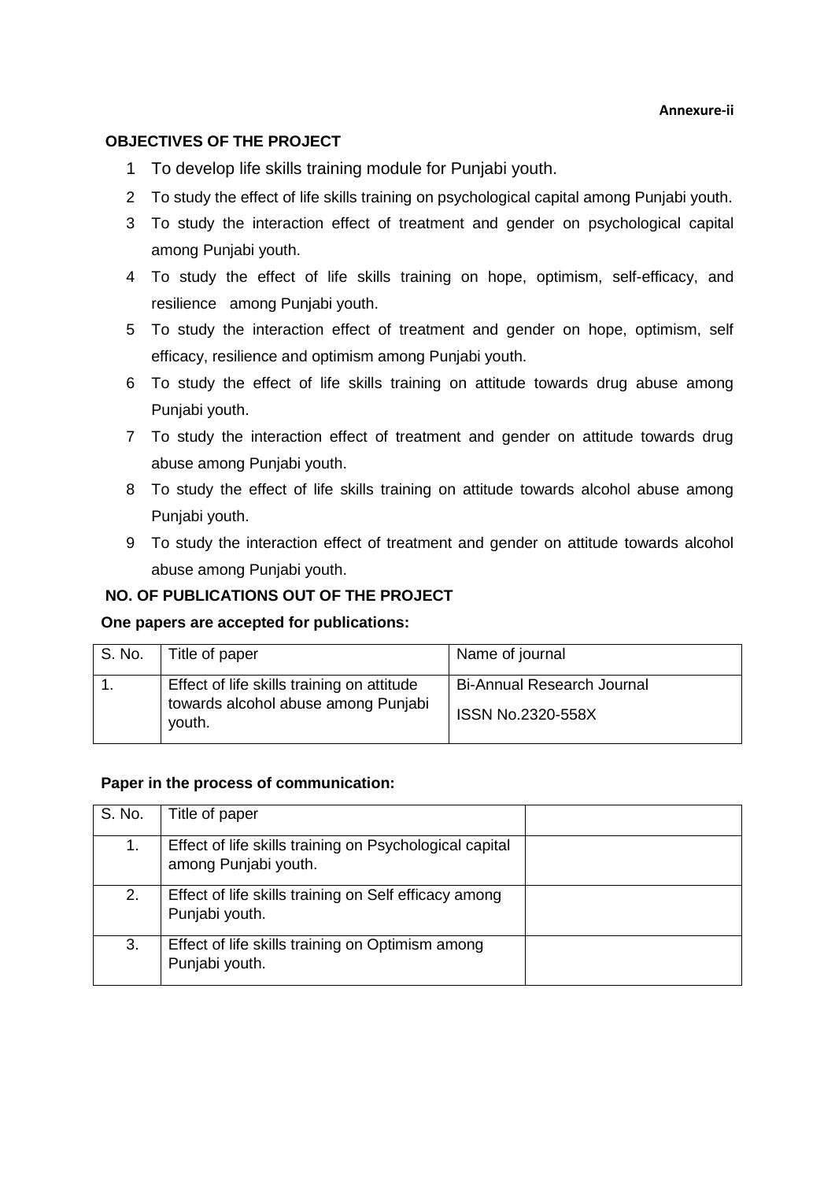**Annexure-ii**

**OBJECTIVES OF THE PROJECT**

1. To develop life skills training module for Punjabi youth.
2. To study the effect of life skills training on psychological capital among Punjabi youth.
3. To study the interaction effect of treatment and gender on psychological capital among Punjabi youth.
4. To study the effect of life skills training on hope, optimism, self-efficacy, and resilience among Punjabi youth.
5. To study the interaction effect of treatment and gender on hope, optimism, self efficacy, resilience and optimism among Punjabi youth.
6. To study the effect of life skills training on attitude towards drug abuse among Punjabi youth.
7. To study the interaction effect of treatment and gender on attitude towards drug abuse among Punjabi youth.
8. To study the effect of life skills training on attitude towards alcohol abuse among Punjabi youth.
9. To study the interaction effect of treatment and gender on attitude towards alcohol abuse among Punjabi youth.

**NO. OF PUBLICATIONS OUT OF THE PROJECT**

**One papers are accepted for publications:**

| S. No. | Title of paper | Name of journal |
|---|---|---|
| 1. | Effect of life skills training on attitude towards alcohol abuse among Punjabi youth. | Bi-Annual Research Journal<br>ISSN No.2320-558X |

**Paper in the process of communication:**

| S. No. | Title of paper | |
|---|---|---|
| 1. | Effect of life skills training on Psychological capital among Punjabi youth. | |
| 2. | Effect of life skills training on Self efficacy among Punjabi youth. | |
| 3. | Effect of life skills training on Optimism among Punjabi youth. | |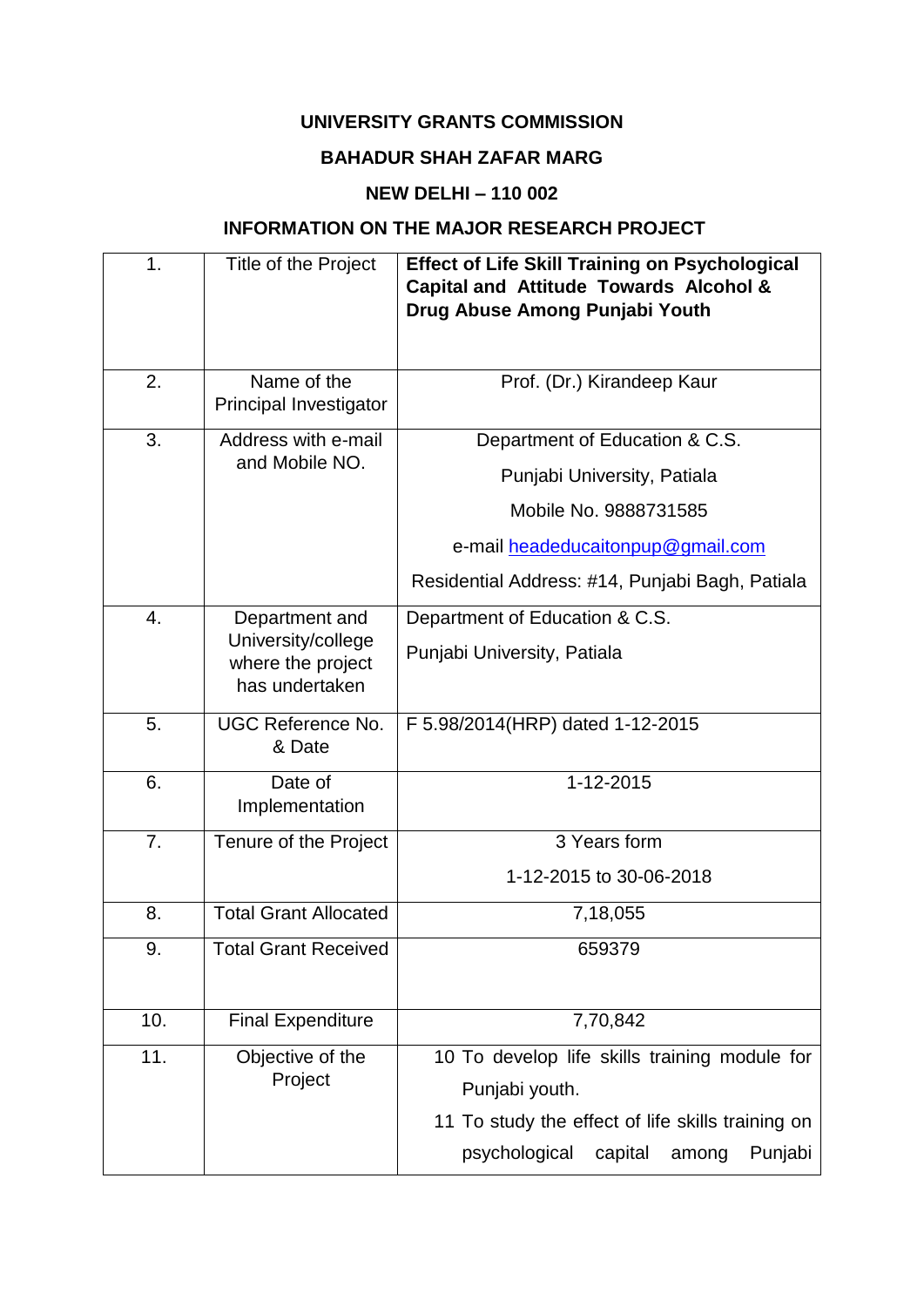**UNIVERSITY GRANTS COMMISSION**

**BAHADUR SHAH ZAFAR MARG**

**NEW DELHI – 110 002**

**INFORMATION ON THE MAJOR RESEARCH PROJECT**

| | | |
|---|---|---|
| 1. | Title of the Project | **Effect of Life Skill Training on Psychological Capital and Attitude Towards Alcohol & Drug Abuse Among Punjabi Youth** |
| 2. | Name of the Principal Investigator | Prof. (Dr.) Kirandeep Kaur |
| 3. | Address with e-mail and Mobile NO. | Department of Education & C.S.<br>Punjabi University, Patiala<br>Mobile No. 9888731585<br>e-mail headeducaitonpup@gmail.com<br>Residential Address: #14, Punjabi Bagh, Patiala |
| 4. | Department and University/college where the project has undertaken | Department of Education & C.S.<br>Punjabi University, Patiala |
| 5. | UGC Reference No. & Date | F 5.98/2014(HRP) dated 1-12-2015 |
| 6. | Date of Implementation | 1-12-2015 |
| 7. | Tenure of the Project | 3 Years form<br>1-12-2015 to 30-06-2018 |
| 8. | Total Grant Allocated | 7,18,055 |
| 9. | Total Grant Received | 659379 |
| 10. | Final Expenditure | 7,70,842 |
| 11. | Objective of the Project | 10 To develop life skills training module for Punjabi youth.<br>11 To study the effect of life skills training on psychological capital among Punjabi |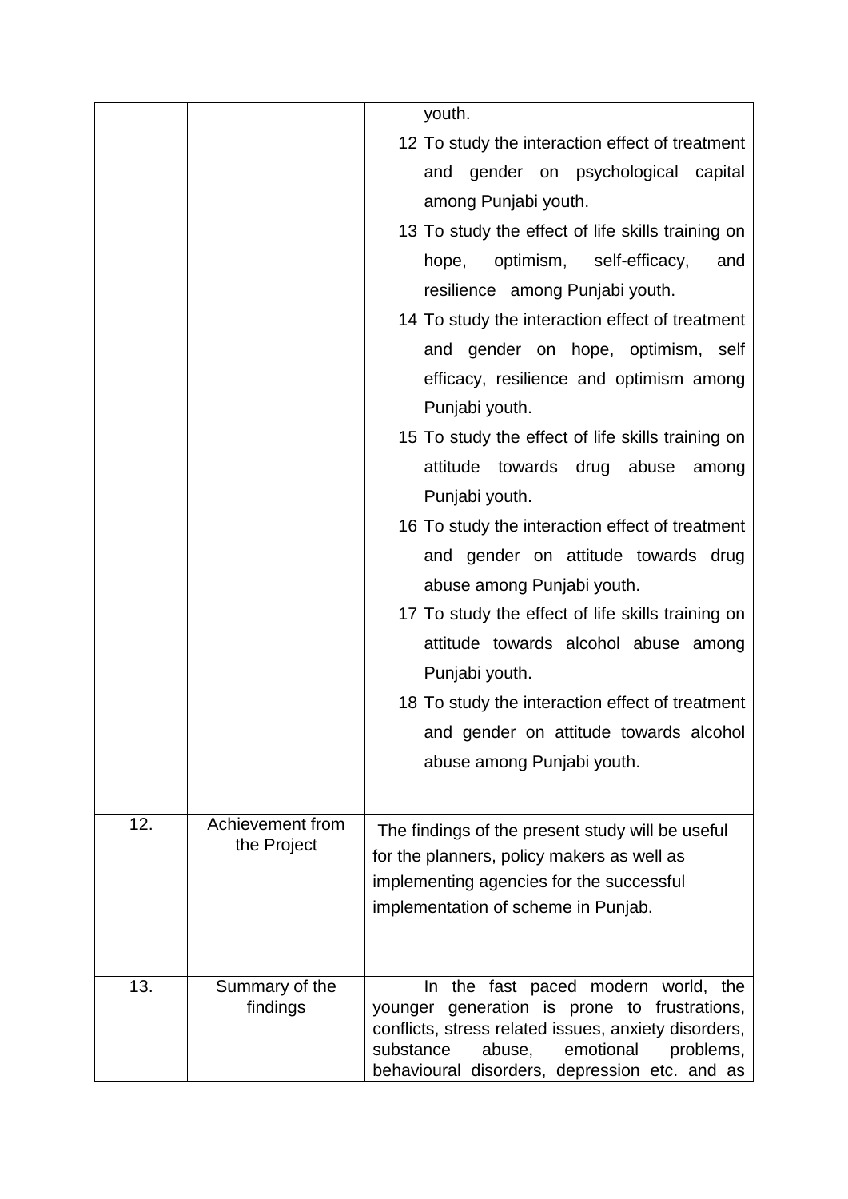| | | |
|---|---|---|
| | | youth.<br>12 To study the interaction effect of treatment and gender on psychological capital among Punjabi youth.<br>13 To study the effect of life skills training on hope, optimism, self-efficacy, and resilience among Punjabi youth.<br>14 To study the interaction effect of treatment and gender on hope, optimism, self efficacy, resilience and optimism among Punjabi youth.<br>15 To study the effect of life skills training on attitude towards drug abuse among Punjabi youth.<br>16 To study the interaction effect of treatment and gender on attitude towards drug abuse among Punjabi youth.<br>17 To study the effect of life skills training on attitude towards alcohol abuse among Punjabi youth.<br>18 To study the interaction effect of treatment and gender on attitude towards alcohol abuse among Punjabi youth. |
| 12. | Achievement from the Project | The findings of the present study will be useful for the planners, policy makers as well as implementing agencies for the successful implementation of scheme in Punjab. |
| 13. | Summary of the findings | In the fast paced modern world, the younger generation is prone to frustrations, conflicts, stress related issues, anxiety disorders, substance abuse, emotional problems, behavioural disorders, depression etc. and as |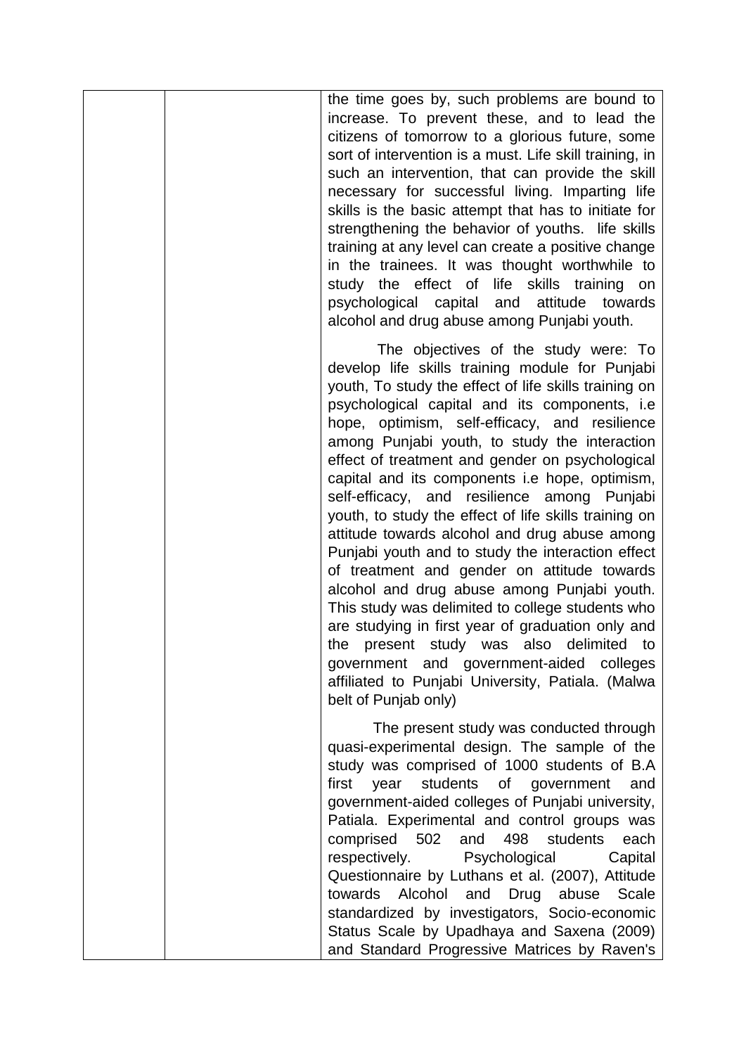| | | the time goes by, such problems are bound to increase. To prevent these, and to lead the citizens of tomorrow to a glorious future, some sort of intervention is a must. Life skill training, in such an intervention, that can provide the skill necessary for successful living. Imparting life skills is the basic attempt that has to initiate for strengthening the behavior of youths. life skills training at any level can create a positive change in the trainees. It was thought worthwhile to study the effect of life skills training on psychological capital and attitude towards alcohol and drug abuse among Punjabi youth.<br><br>The objectives of the study were: To develop life skills training module for Punjabi youth, To study the effect of life skills training on psychological capital and its components, i.e hope, optimism, self-efficacy, and resilience among Punjabi youth, to study the interaction effect of treatment and gender on psychological capital and its components i.e hope, optimism, self-efficacy, and resilience among Punjabi youth, to study the effect of life skills training on attitude towards alcohol and drug abuse among Punjabi youth and to study the interaction effect of treatment and gender on attitude towards alcohol and drug abuse among Punjabi youth. This study was delimited to college students who are studying in first year of graduation only and the present study was also delimited to government and government-aided colleges affiliated to Punjabi University, Patiala. (Malwa belt of Punjab only)<br><br>The present study was conducted through quasi-experimental design. The sample of the study was comprised of 1000 students of B.A first year students of government and government-aided colleges of Punjabi university, Patiala. Experimental and control groups was comprised 502 and 498 students each respectively. Psychological Capital Questionnaire by Luthans et al. (2007), Attitude towards Alcohol and Drug abuse Scale standardized by investigators, Socio-economic Status Scale by Upadhaya and Saxena (2009) and Standard Progressive Matrices by Raven's |
|---|---|---|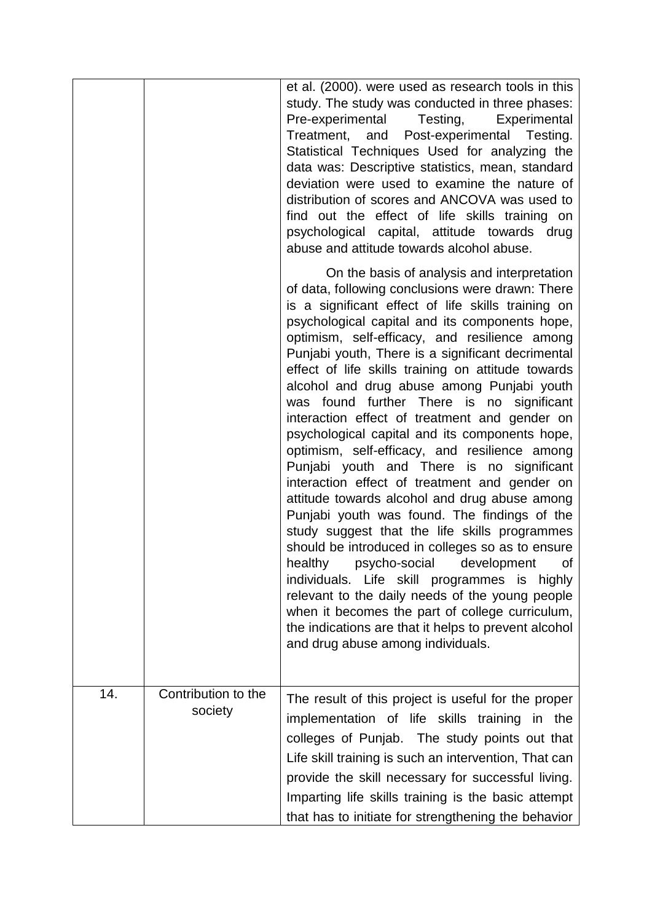| | | |
|---|---|---|
| | | et al. (2000). were used as research tools in this study. The study was conducted in three phases: Pre-experimental Testing, Experimental Treatment, and Post-experimental Testing. Statistical Techniques Used for analyzing the data was: Descriptive statistics, mean, standard deviation were used to examine the nature of distribution of scores and ANCOVA was used to find out the effect of life skills training on psychological capital, attitude towards drug abuse and attitude towards alcohol abuse.<br><br>On the basis of analysis and interpretation of data, following conclusions were drawn: There is a significant effect of life skills training on psychological capital and its components hope, optimism, self-efficacy, and resilience among Punjabi youth, There is a significant decrimental effect of life skills training on attitude towards alcohol and drug abuse among Punjabi youth was found further There is no significant interaction effect of treatment and gender on psychological capital and its components hope, optimism, self-efficacy, and resilience among Punjabi youth and There is no significant interaction effect of treatment and gender on attitude towards alcohol and drug abuse among Punjabi youth was found. The findings of the study suggest that the life skills programmes should be introduced in colleges so as to ensure healthy psycho-social development of individuals. Life skill programmes is highly relevant to the daily needs of the young people when it becomes the part of college curriculum, the indications are that it helps to prevent alcohol and drug abuse among individuals. |
| 14. | Contribution to the society | The result of this project is useful for the proper implementation of life skills training in the colleges of Punjab. The study points out that Life skill training is such an intervention, That can provide the skill necessary for successful living. Imparting life skills training is the basic attempt that has to initiate for strengthening the behavior |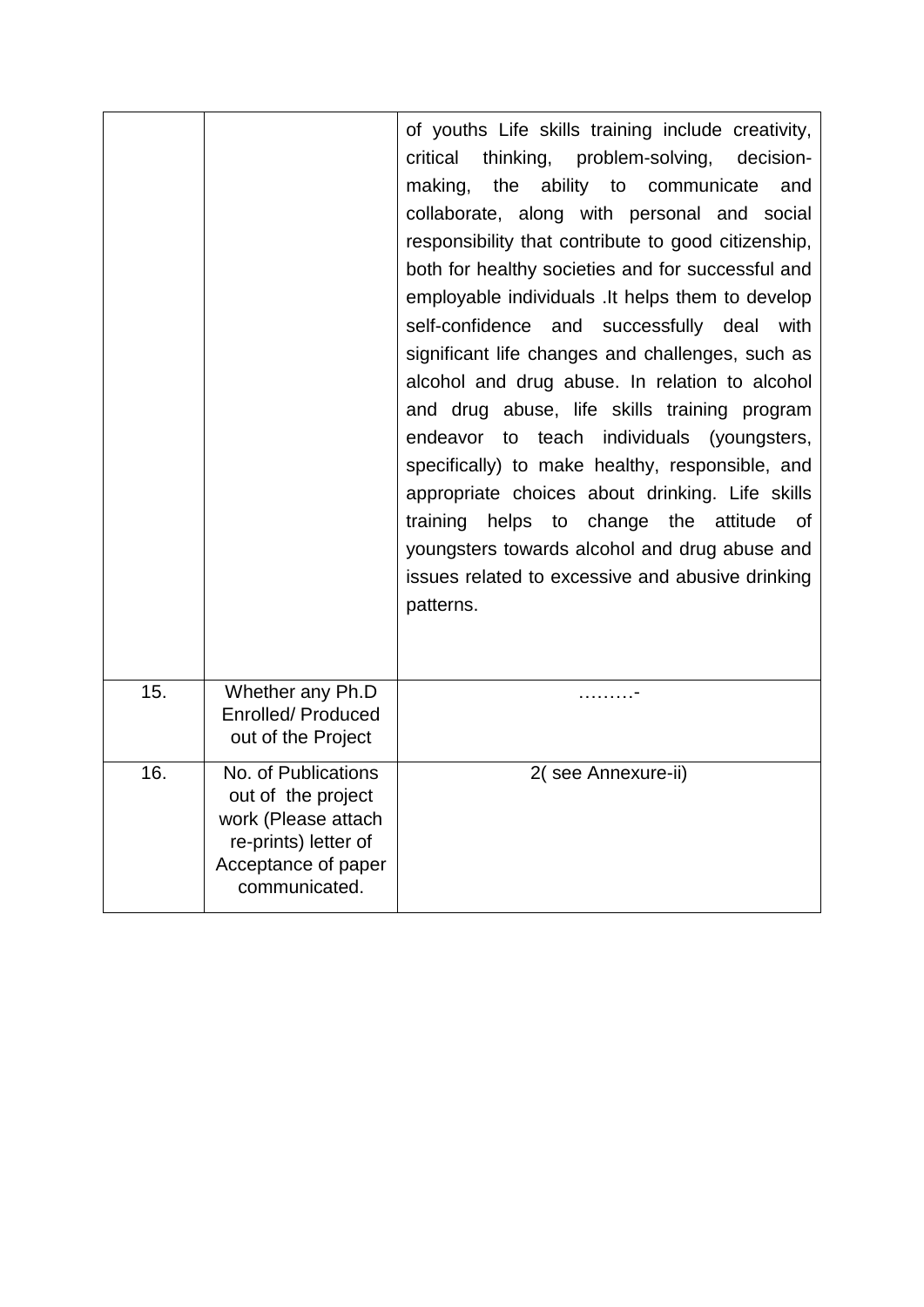| | | |
|---|---|---|
| | | of youths Life skills training include creativity, critical thinking, problem-solving, decision-making, the ability to communicate and collaborate, along with personal and social responsibility that contribute to good citizenship, both for healthy societies and for successful and employable individuals .It helps them to develop self-confidence and successfully deal with significant life changes and challenges, such as alcohol and drug abuse. In relation to alcohol and drug abuse, life skills training program endeavor to teach individuals (youngsters, specifically) to make healthy, responsible, and appropriate choices about drinking. Life skills training helps to change the attitude of youngsters towards alcohol and drug abuse and issues related to excessive and abusive drinking patterns. |
| 15. | Whether any Ph.D Enrolled/ Produced out of the Project | ………- |
| 16. | No. of Publications out of the project work (Please attach re-prints) letter of Acceptance of paper communicated. | 2( see Annexure-ii) |